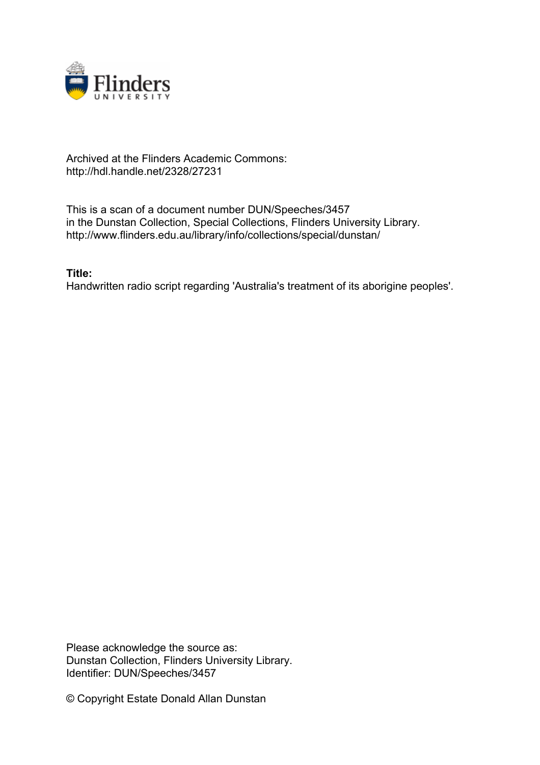Archived at the Flinders Academic Commons:
http://hdl.handle.net/2328/27231

This is a scan of a document number DUN/Speeches/3457
in the Dunstan Collection, Special Collections, Flinders University Library.
http://www.flinders.edu.au/library/info/collections/special/dunstan/

**Title:**
Handwritten radio script regarding 'Australia's treatment of its aborigine peoples'.

Please acknowledge the source as:
Dunstan Collection, Flinders University Library.
Identifier: DUN/Speeches/3457

© Copyright Estate Donald Allan Dunstan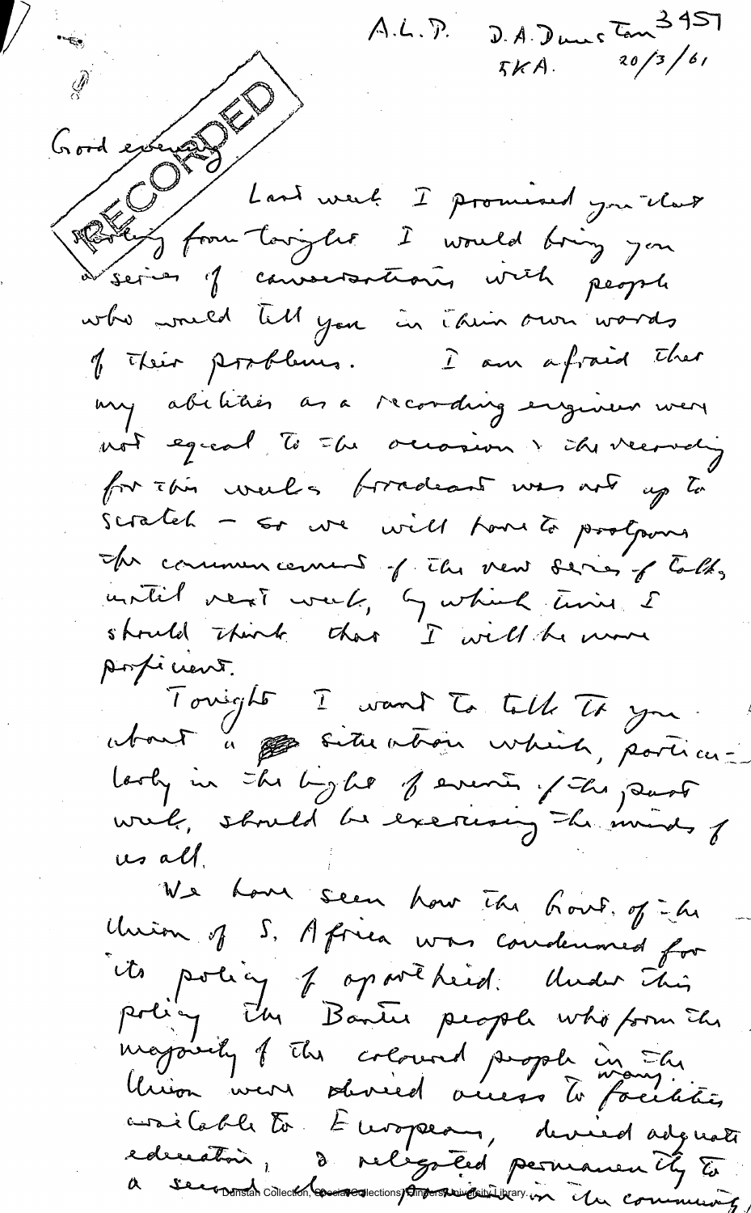A.L.P. D.A. Dunstan 3457
5KA. 20/3/61

RECORDED

Good evening

Last week I promised you that starting from tonight I would bring you a series of conversations with people who would tell you in their own words of their problems. I am afraid that my abilities as a recording engineer were not equal to the occasion & the recording for this week's broadcast was not up to scratch – so we will have to postpone the commencement of the new series of talks until next week, by which time I should think that I will be more proficient.

Tonight I want to talk to you about a situation which, particularly in the light of events of the past week, should be exercising the minds of us all.

We have seen how the Govt. of the Union of S. Africa was condemned for its policy of apartheid. Under this policy the Bantu people who form the majority of the coloured people in the Union were denied access to many facilities available to Europeans, denied adequate education, & relegated permanently to a second class position in the community,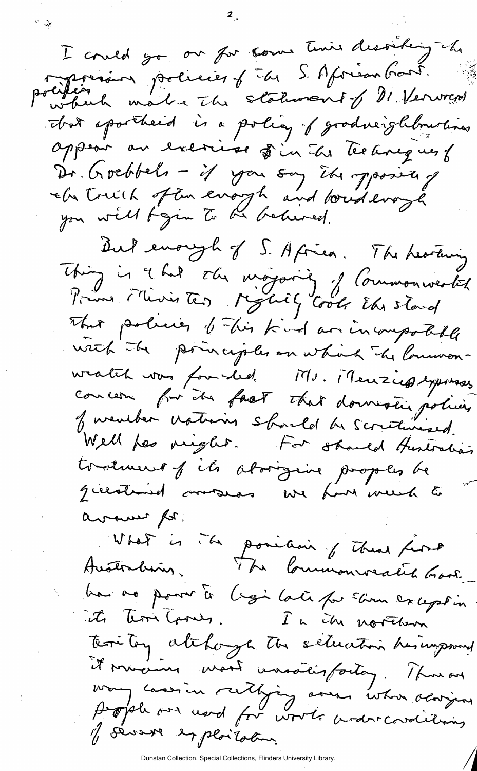I could go on for some time describing the repressive policies of the S. African Govt. which make the statement of Dr. Verwoerd that apartheid is a policy of goodneighbourliness appear an exercise in the techniques of Dr. Goebbels – if you say the opposite of the truth often enough and loud enough you will begin to be believed.

But enough of S. Africa. The heartening thing is that the majority of Commonwealth Prime Ministers rightly took the stand that policies of this kind are incompatible with the principles on which the Commonwealth was founded. Mr. Menzies expressed concern for the fact that domestic policies of member nations should be scrutinised. Well has might. For should Australia's treatment of its aborigine peoples be questioned overseas we have much to answer for.

What is the position of these first Australians. The Commonwealth Govt. has no power to legislate for them except in its Territories. In the northern territory although the situation has improved it remains most unsatisfactory. There are many cases in outlying areas where aborigine people are used for work under conditions of severe exploitation.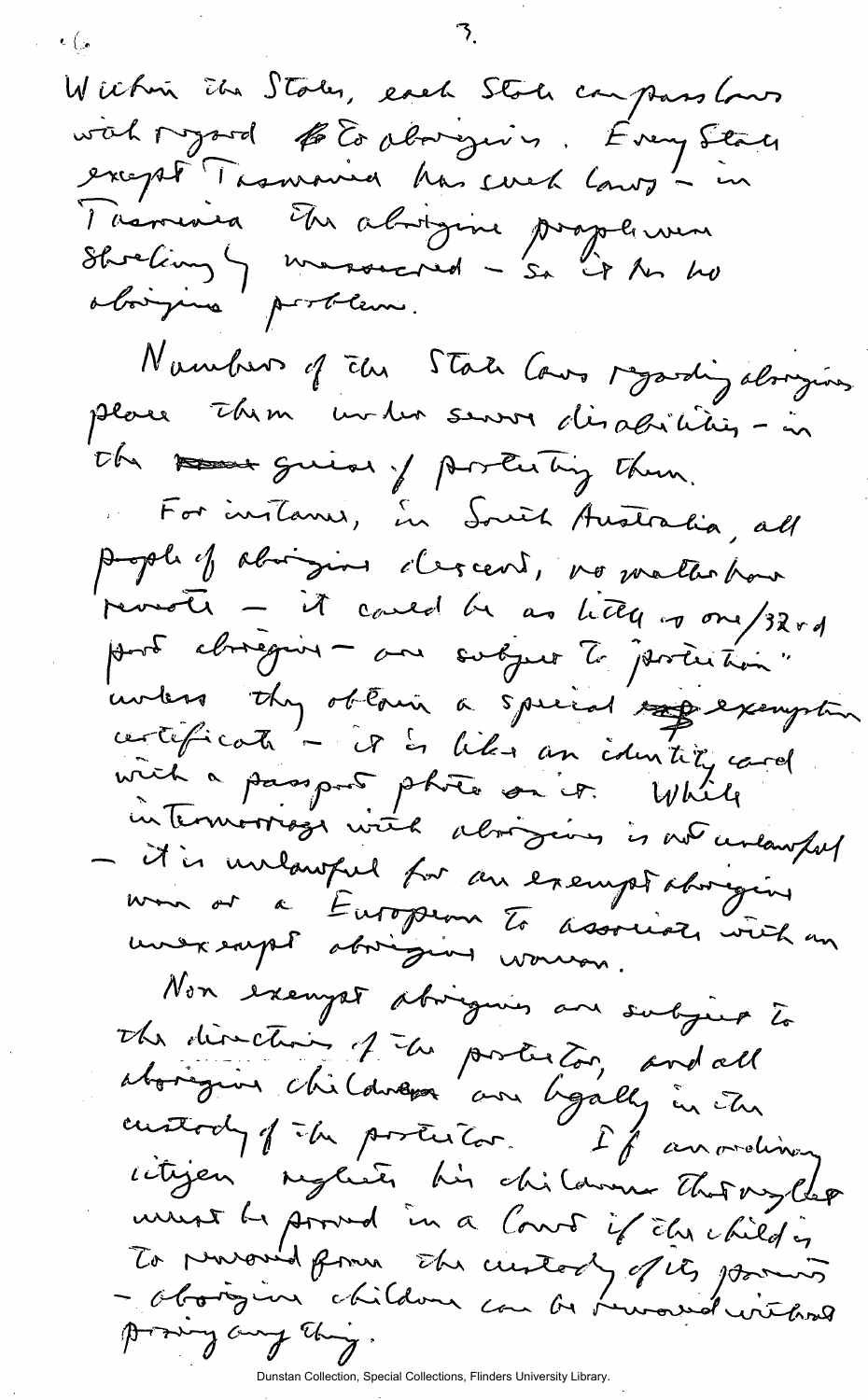Within the States, each State can pass laws with regard to aborigines. Every State except Tasmania has such laws – in Tasmania the aborigine people were shockingly massacred – so it has no aborigine problem.

Numbers of the State laws regarding aborigines place them under severe disabilities – in the guise of protecting them.

For instance, in South Australia, all people of aborigine descent, no matter how remote – it could be as little as one/32nd part aborigine – are subject to "protection" unless they obtain a special exemption certificate – it is like an identity card with a passport photo on it. While intermarriage with aborigines is not unlawful – it is unlawful for an exempt aborigine man or a European to associate with an unexempt aborigine woman.

Non exempt aborigines are subject to the direction of the protector, and all aborigine children are legally in the custody of the protector. If an ordinary citizen neglects his children that neglect must be proved in a Court if the child is to removed from the custody of its parents – aborigine children can be removed without proving any thing.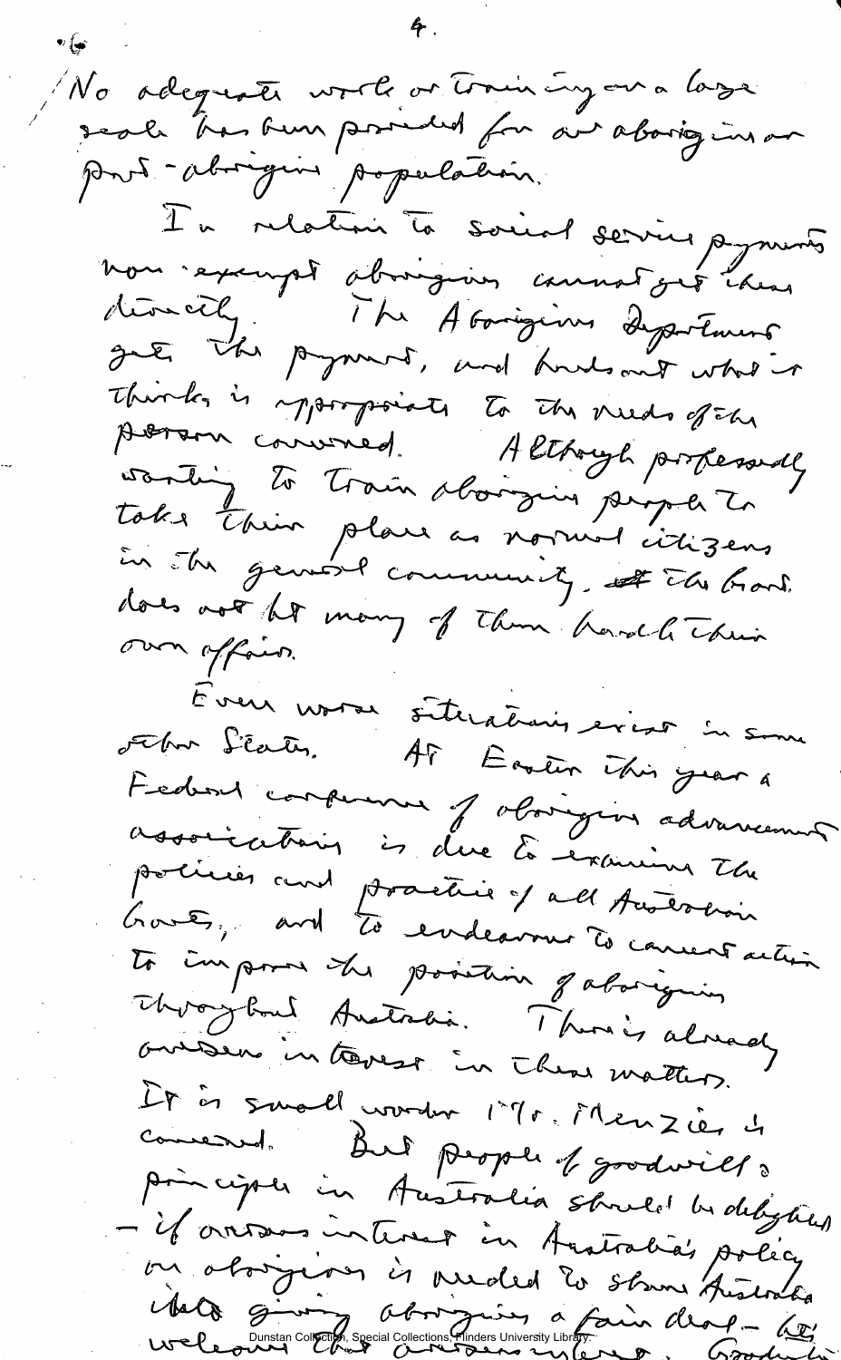No adequate work or training on a large scale has been provided for our aboriginal or part-aboriginal population.

In relation to social service payments non-exempt aborigines cannot get them directly. The Aborigines Department gets the payment, and hands out what it thinks is appropriate to the needs of the person concerned. Although professedly wanting to train aboriginal people to take their place as normal citizens in the general community, ~~it~~ the Govt. does not let many of them handle their own affairs.

Even worse situations exist in some other States. At Easter this year a Federal conference of aborigines advancement associations is due to examine the policies and practice of all Australian Govts, and to endeavour to concert action to improve the position of aborigines throughout Australia. There is already overseas interest in these matters. It is small wonder Mr. Menzies is concerned. But people of goodwill & principles in Australia should be delighted — if overseas interest in Australia's policy on aborigines is needed to shame Australia into giving aborigines a fair deal — let's welcome that overseas interest. Goodwill